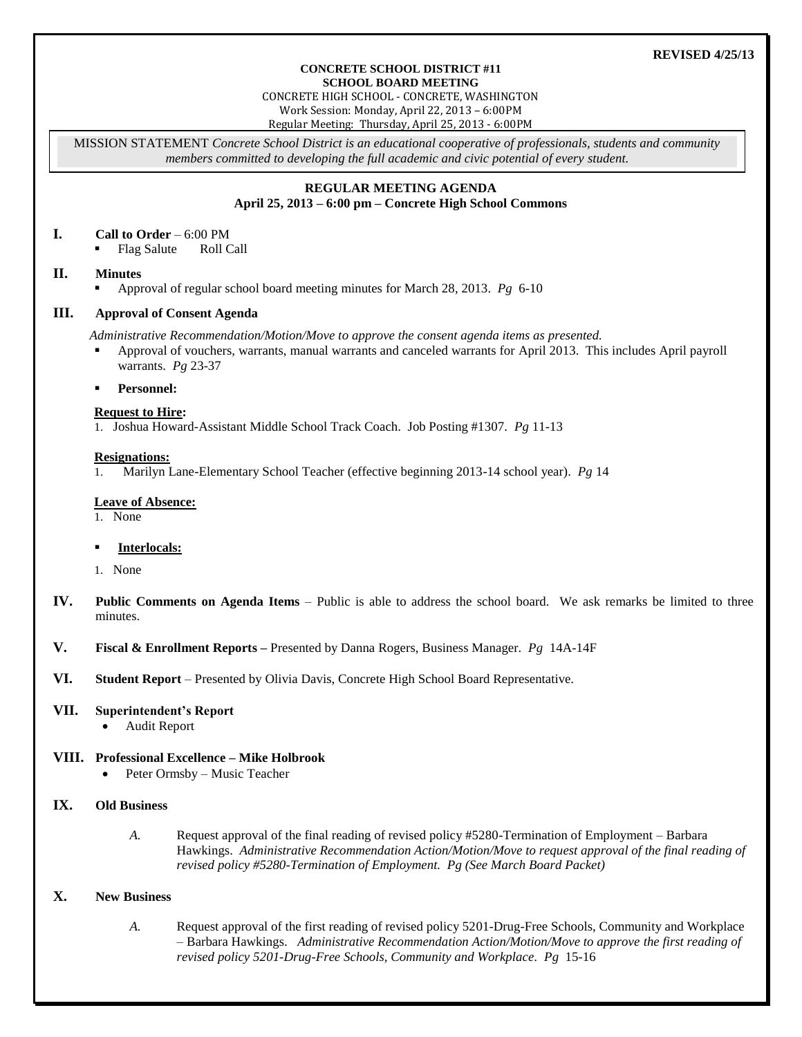**REVISED 4/25/13**

**CONCRETE SCHOOL DISTRICT #11**
**SCHOOL BOARD MEETING**
CONCRETE HIGH SCHOOL - CONCRETE, WASHINGTON
Work Session: Monday, April 22, 2013 – 6:00PM
Regular Meeting: Thursday, April 25, 2013 - 6:00PM

MISSION STATEMENT *Concrete School District is an educational cooperative of professionals, students and community members committed to developing the full academic and civic potential of every student.*

**REGULAR MEETING AGENDA**
**April 25, 2013 – 6:00 pm – Concrete High School Commons**

## I. Call to Order – 6:00 PM

- Flag Salute  Roll Call

## II. Minutes

- Approval of regular school board meeting minutes for March 28, 2013. *Pg* 6-10

## III. Approval of Consent Agenda

*Administrative Recommendation/Motion/Move to approve the consent agenda items as presented.*

- Approval of vouchers, warrants, manual warrants and canceled warrants for April 2013. This includes April payroll warrants. *Pg* 23-37
- **Personnel:**

**Request to Hire:**

1. Joshua Howard-Assistant Middle School Track Coach. Job Posting #1307. *Pg* 11-13

**Resignations:**

1. Marilyn Lane-Elementary School Teacher (effective beginning 2013-14 school year). *Pg* 14

**Leave of Absence:**

1. None

- **Interlocals:**

1. None

## IV. Public Comments on Agenda Items

– Public is able to address the school board. We ask remarks be limited to three minutes.

## V. Fiscal & Enrollment Reports

– Presented by Danna Rogers, Business Manager. *Pg* 14A-14F

## VI. Student Report

– Presented by Olivia Davis, Concrete High School Board Representative.

## VII. Superintendent's Report

- Audit Report

## VIII. Professional Excellence – Mike Holbrook

- Peter Ormsby – Music Teacher

## IX. Old Business

*A.* Request approval of the final reading of revised policy #5280-Termination of Employment – Barbara Hawkings. *Administrative Recommendation Action/Motion/Move to request approval of the final reading of revised policy #5280-Termination of Employment. Pg (See March Board Packet)*

## X. New Business

*A.* Request approval of the first reading of revised policy 5201-Drug-Free Schools, Community and Workplace – Barbara Hawkings. *Administrative Recommendation Action/Motion/Move to approve the first reading of revised policy 5201-Drug-Free Schools, Community and Workplace. Pg* 15-16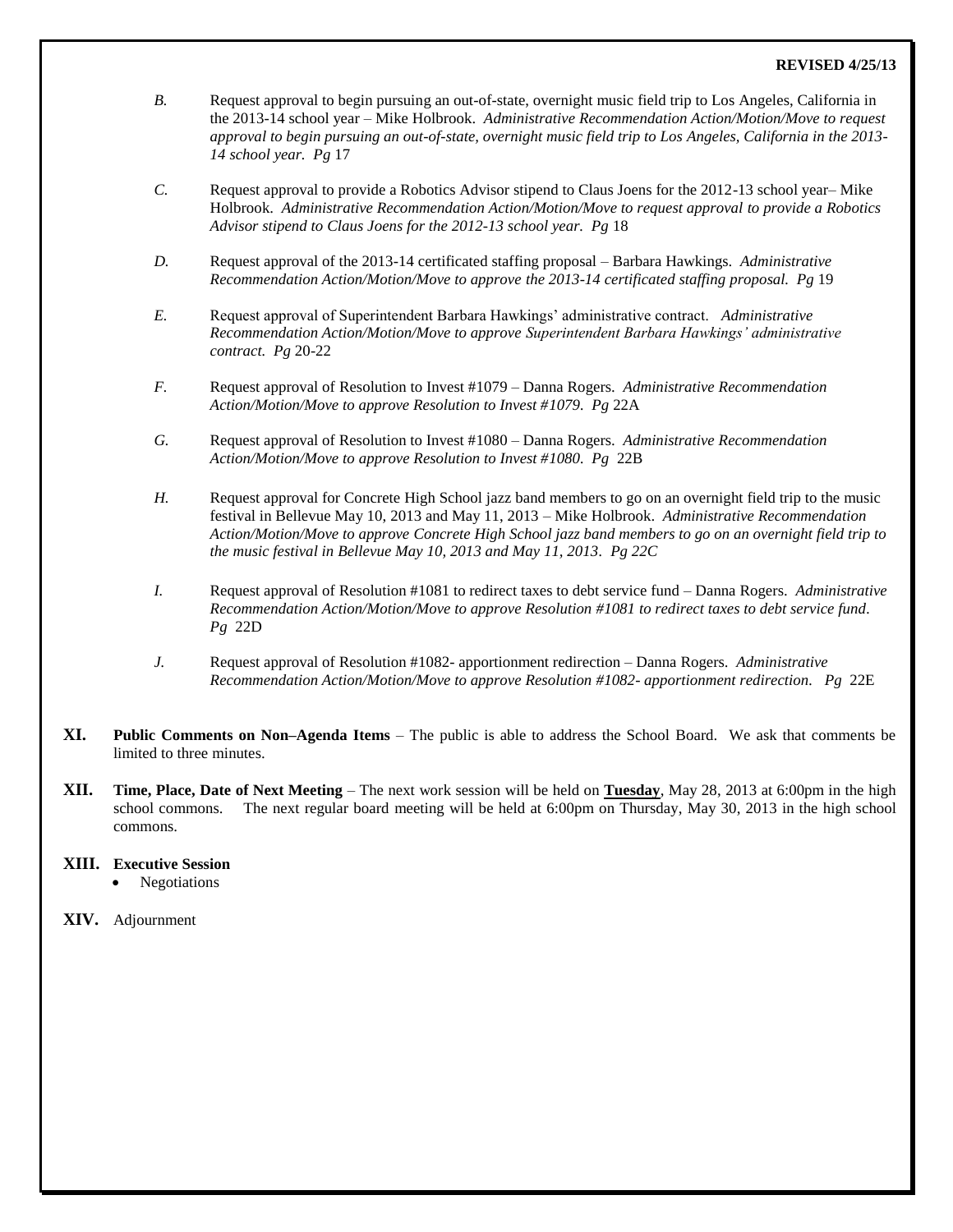**REVISED 4/25/13**

*B.* Request approval to begin pursuing an out-of-state, overnight music field trip to Los Angeles, California in the 2013-14 school year – Mike Holbrook. *Administrative Recommendation Action/Motion/Move to request approval to begin pursuing an out-of-state, overnight music field trip to Los Angeles, California in the 2013-14 school year. Pg* 17

*C.* Request approval to provide a Robotics Advisor stipend to Claus Joens for the 2012-13 school year– Mike Holbrook. *Administrative Recommendation Action/Motion/Move to request approval to provide a Robotics Advisor stipend to Claus Joens for the 2012-13 school year. Pg* 18

*D.* Request approval of the 2013-14 certificated staffing proposal – Barbara Hawkings. *Administrative Recommendation Action/Motion/Move to approve the 2013-14 certificated staffing proposal. Pg* 19

*E.* Request approval of Superintendent Barbara Hawkings' administrative contract. *Administrative Recommendation Action/Motion/Move to approve Superintendent Barbara Hawkings' administrative contract. Pg* 20-22

*F.* Request approval of Resolution to Invest #1079 – Danna Rogers. *Administrative Recommendation Action/Motion/Move to approve Resolution to Invest #1079. Pg* 22A

*G.* Request approval of Resolution to Invest #1080 – Danna Rogers. *Administrative Recommendation Action/Motion/Move to approve Resolution to Invest #1080. Pg* 22B

*H.* Request approval for Concrete High School jazz band members to go on an overnight field trip to the music festival in Bellevue May 10, 2013 and May 11, 2013 – Mike Holbrook. *Administrative Recommendation Action/Motion/Move to approve Concrete High School jazz band members to go on an overnight field trip to the music festival in Bellevue May 10, 2013 and May 11, 2013. Pg 22C*

*I.* Request approval of Resolution #1081 to redirect taxes to debt service fund – Danna Rogers. *Administrative Recommendation Action/Motion/Move to approve Resolution #1081 to redirect taxes to debt service fund. Pg* 22D

*J.* Request approval of Resolution #1082- apportionment redirection – Danna Rogers. *Administrative Recommendation Action/Motion/Move to approve Resolution #1082- apportionment redirection. Pg* 22E

**XI. Public Comments on Non–Agenda Items** – The public is able to address the School Board. We ask that comments be limited to three minutes.

**XII. Time, Place, Date of Next Meeting** – The next work session will be held on **Tuesday**, May 28, 2013 at 6:00pm in the high school commons. The next regular board meeting will be held at 6:00pm on Thursday, May 30, 2013 in the high school commons.

**XIII. Executive Session**

- Negotiations

**XIV.** Adjournment